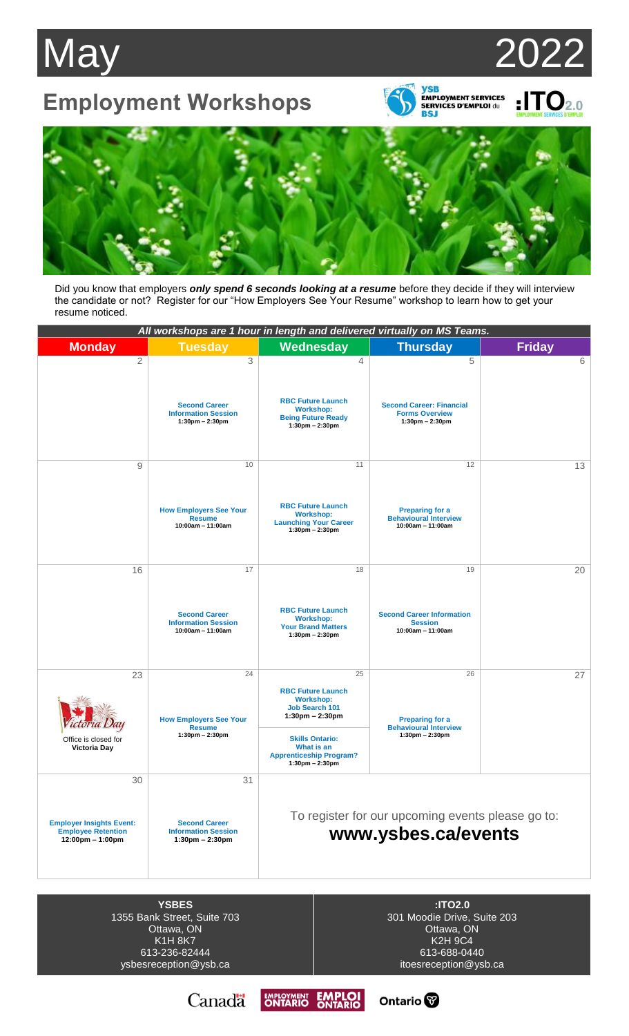# May 2022

## Employment Workshops

YSB EMPLOYMENT SERVICES / SERVICES D'EMPLOI du BSJ

:ITO2.0 EMPLOYMENT SERVICES D'EMPLOI

Did you know that employers ***only spend 6 seconds looking at a resume*** before they decide if they will interview the candidate or not? Register for our "How Employers See Your Resume" workshop to learn how to get your resume noticed.

***All workshops are 1 hour in length and delivered virtually on MS Teams.***

| Monday | Tuesday | Wednesday | Thursday | Friday |
|---|---|---|---|---|
| 2 | 3<br>**Second Career Information Session**<br>**1:30pm – 2:30pm** | 4<br>**RBC Future Launch Workshop: Being Future Ready**<br>**1:30pm – 2:30pm** | 5<br>**Second Career: Financial Forms Overview**<br>**1:30pm – 2:30pm** | 6 |
| 9 | 10<br>**How Employers See Your Resume**<br>**10:00am – 11:00am** | 11<br>**RBC Future Launch Workshop: Launching Your Career**<br>**1:30pm – 2:30pm** | 12<br>**Preparing for a Behavioural Interview**<br>**10:00am – 11:00am** | 13 |
| 16 | 17<br>**Second Career Information Session**<br>**10:00am – 11:00am** | 18<br>**RBC Future Launch Workshop: Your Brand Matters**<br>**1:30pm – 2:30pm** | 19<br>**Second Career Information Session**<br>**10:00am – 11:00am** | 20 |
| 23<br>Victoria Day<br>Office is closed for **Victoria Day** | 24<br>**How Employers See Your Resume**<br>**1:30pm – 2:30pm** | 25<br>**RBC Future Launch Workshop: Job Search 101**<br>**1:30pm – 2:30pm**<br>**Skills Ontario: What is an Apprenticeship Program?**<br>**1:30pm – 2:30pm** | 26<br>**Preparing for a Behavioural Interview**<br>**1:30pm – 2:30pm** | 27 |
| 30<br>**Employer Insights Event: Employee Retention**<br>**12:00pm – 1:00pm** | 31<br>**Second Career Information Session**<br>**1:30pm – 2:30pm** | To register for our upcoming events please go to: **www.ysbes.ca/events** | | |

**YSBES**
1355 Bank Street, Suite 703
Ottawa, ON
K1H 8K7
613-236-82444
ysbesreception@ysb.ca

**:ITO2.0**
301 Moodie Drive, Suite 203
Ottawa, ON
K2H 9C4
613-688-0440
itoesreception@ysb.ca

Canada | EMPLOYMENT ONTARIO EMPLOI ONTARIO | Ontario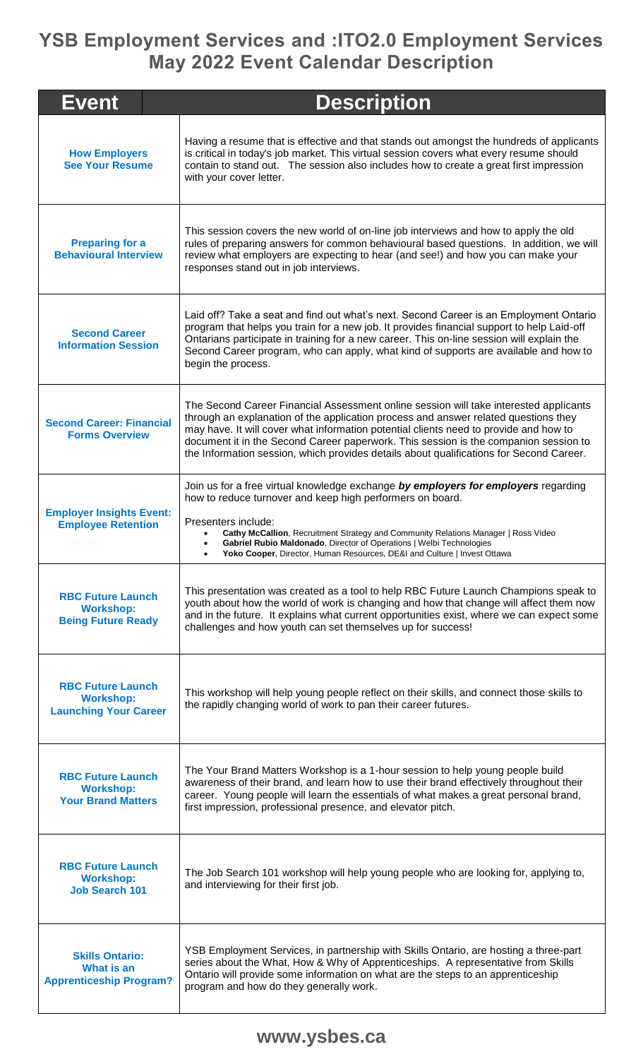# YSB Employment Services and :ITO2.0 Employment Services May 2022 Event Calendar Description

| Event | Description |
|---|---|
| **How Employers See Your Resume** | Having a resume that is effective and that stands out amongst the hundreds of applicants is critical in today's job market. This virtual session covers what every resume should contain to stand out. The session also includes how to create a great first impression with your cover letter. |
| **Preparing for a Behavioural Interview** | This session covers the new world of on-line job interviews and how to apply the old rules of preparing answers for common behavioural based questions. In addition, we will review what employers are expecting to hear (and see!) and how you can make your responses stand out in job interviews. |
| **Second Career Information Session** | Laid off? Take a seat and find out what's next. Second Career is an Employment Ontario program that helps you train for a new job. It provides financial support to help Laid-off Ontarians participate in training for a new career. This on-line session will explain the Second Career program, who can apply, what kind of supports are available and how to begin the process. |
| **Second Career: Financial Forms Overview** | The Second Career Financial Assessment online session will take interested applicants through an explanation of the application process and answer related questions they may have. It will cover what information potential clients need to provide and how to document it in the Second Career paperwork. This session is the companion session to the Information session, which provides details about qualifications for Second Career. |
| **Employer Insights Event: Employee Retention** | Join us for a free virtual knowledge exchange ***by employers for employers*** regarding how to reduce turnover and keep high performers on board.<br><br>Presenters include:<br>• **Cathy McCallion**, Recruitment Strategy and Community Relations Manager \| Ross Video<br>• **Gabriel Rubio Maldonado**, Director of Operations \| Welbi Technologies<br>• **Yoko Cooper**, Director, Human Resources, DE&I and Culture \| Invest Ottawa |
| **RBC Future Launch Workshop: Being Future Ready** | This presentation was created as a tool to help RBC Future Launch Champions speak to youth about how the world of work is changing and how that change will affect them now and in the future. It explains what current opportunities exist, where we can expect some challenges and how youth can set themselves up for success! |
| **RBC Future Launch Workshop: Launching Your Career** | This workshop will help young people reflect on their skills, and connect those skills to the rapidly changing world of work to pan their career futures. |
| **RBC Future Launch Workshop: Your Brand Matters** | The Your Brand Matters Workshop is a 1-hour session to help young people build awareness of their brand, and learn how to use their brand effectively throughout their career. Young people will learn the essentials of what makes a great personal brand, first impression, professional presence, and elevator pitch. |
| **RBC Future Launch Workshop: Job Search 101** | The Job Search 101 workshop will help young people who are looking for, applying to, and interviewing for their first job. |
| **Skills Ontario: What is an Apprenticeship Program?** | YSB Employment Services, in partnership with Skills Ontario, are hosting a three-part series about the What, How & Why of Apprenticeships. A representative from Skills Ontario will provide some information on what are the steps to an apprenticeship program and how do they generally work. |

## www.ysbes.ca